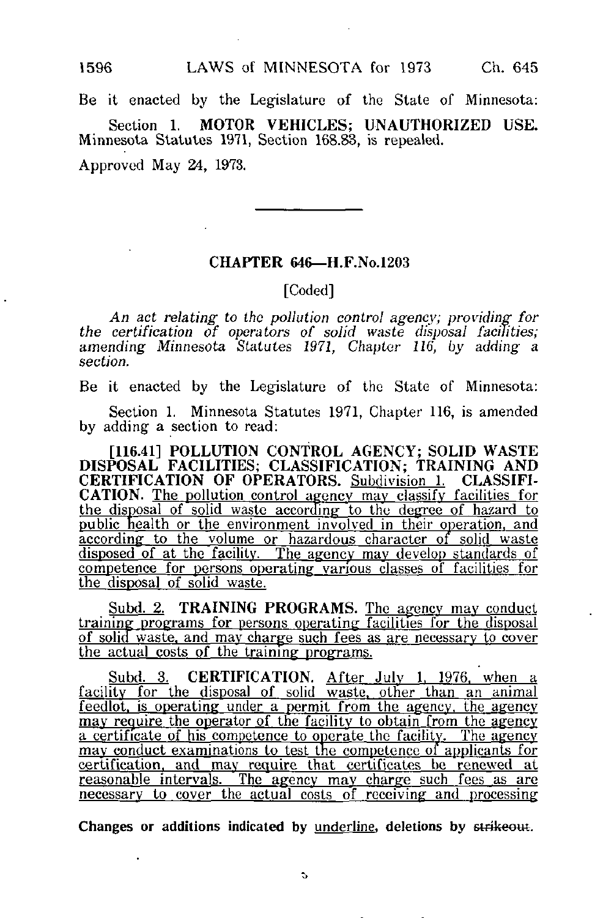Be it enacted by the Legislature of the State of Minnesota:

Section 1. **MOTOR VEHICLES; UNAUTHORIZED USE.** Minnesota Statutes 1971, Section 168.83, is repealed.

Approved May 24, 1973.

---

## CHAPTER 646—H.F.No.1203

[Coded]

*An act relating to the pollution control agency; providing for the certification of operators of solid waste disposal facilities; amending Minnesota Statutes 1971, Chapter 116, by adding a section.*

Be it enacted by the Legislature of the State of Minnesota:

Section 1. Minnesota Statutes 1971, Chapter 116, is amended by adding a section to read:

**[116.41] POLLUTION CONTROL AGENCY; SOLID WASTE DISPOSAL FACILITIES; CLASSIFICATION; TRAINING AND CERTIFICATION OF OPERATORS.** Subdivision 1. **CLASSIFICATION.** The pollution control agency may classify facilities for the disposal of solid waste according to the degree of hazard to public health or the environment involved in their operation, and according to the volume or hazardous character of solid waste disposed of at the facility. The agency may develop standards of competence for persons operating various classes of facilities for the disposal of solid waste.

Subd. 2. **TRAINING PROGRAMS.** The agency may conduct training programs for persons operating facilities for the disposal of solid waste, and may charge such fees as are necessary to cover the actual costs of the training programs.

Subd. 3. **CERTIFICATION.** After July 1, 1976, when a facility for the disposal of solid waste, other than an animal feedlot, is operating under a permit from the agency, the agency may require the operator of the facility to obtain from the agency a certificate of his competence to operate the facility. The agency may conduct examinations to test the competence of applicants for certification, and may require that certificates be renewed at reasonable intervals. The agency may charge such fees as are necessary to cover the actual costs of receiving and processing

**Changes or additions indicated by underline, deletions by ~~strikeout~~.**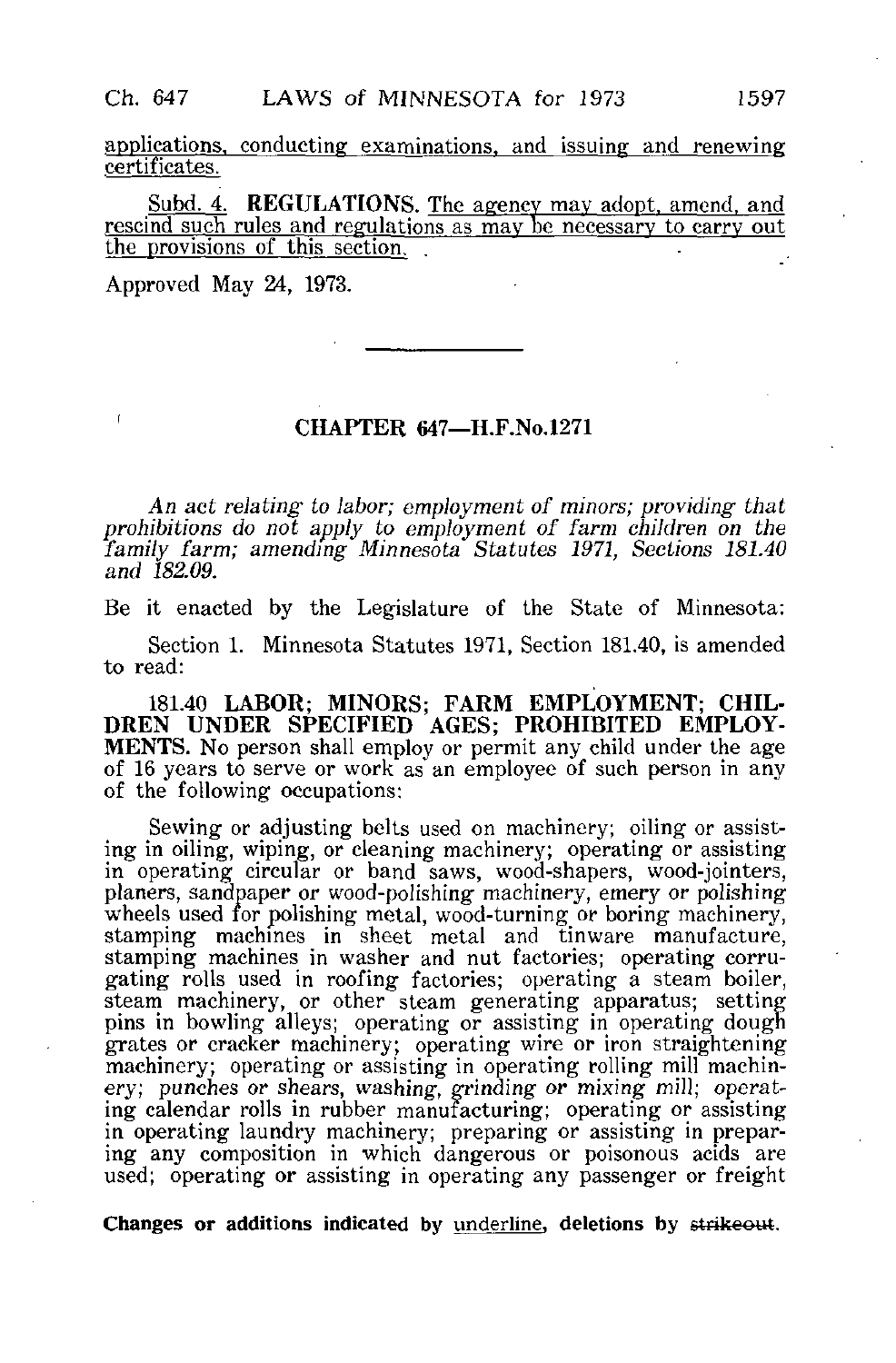applications, conducting examinations, and issuing and renewing certificates.

Subd. 4. **REGULATIONS.** The agency may adopt, amend, and rescind such rules and regulations as may be necessary to carry out the provisions of this section.

Approved May 24, 1973.

---

## CHAPTER 647—H.F.No.1271

*An act relating to labor; employment of minors; providing that prohibitions do not apply to employment of farm children on the family farm; amending Minnesota Statutes 1971, Sections 181.40 and 182.09.*

Be it enacted by the Legislature of the State of Minnesota:

Section 1. Minnesota Statutes 1971, Section 181.40, is amended to read:

181.40 **LABOR; MINORS; FARM EMPLOYMENT; CHILDREN UNDER SPECIFIED AGES; PROHIBITED EMPLOYMENTS.** No person shall employ or permit any child under the age of 16 years to serve or work as an employee of such person in any of the following occupations:

Sewing or adjusting belts used on machinery; oiling or assisting in oiling, wiping, or cleaning machinery; operating or assisting in operating circular or band saws, wood-shapers, wood-jointers, planers, sandpaper or wood-polishing machinery, emery or polishing wheels used for polishing metal, wood-turning or boring machinery, stamping machines in sheet metal and tinware manufacture, stamping machines in washer and nut factories; operating corrugating rolls used in roofing factories; operating a steam boiler, steam machinery, or other steam generating apparatus; setting pins in bowling alleys; operating or assisting in operating dough grates or cracker machinery; operating wire or iron straightening machinery; operating or assisting in operating rolling mill machinery; *punches or shears, washing, grinding or mixing mill; operating* calendar rolls in rubber manufacturing; operating or assisting in operating laundry machinery; preparing or assisting in preparing any composition in which dangerous or poisonous acids are used; operating or assisting in operating any passenger or freight

**Changes or additions indicated by underline, deletions by ~~strikeout~~.**